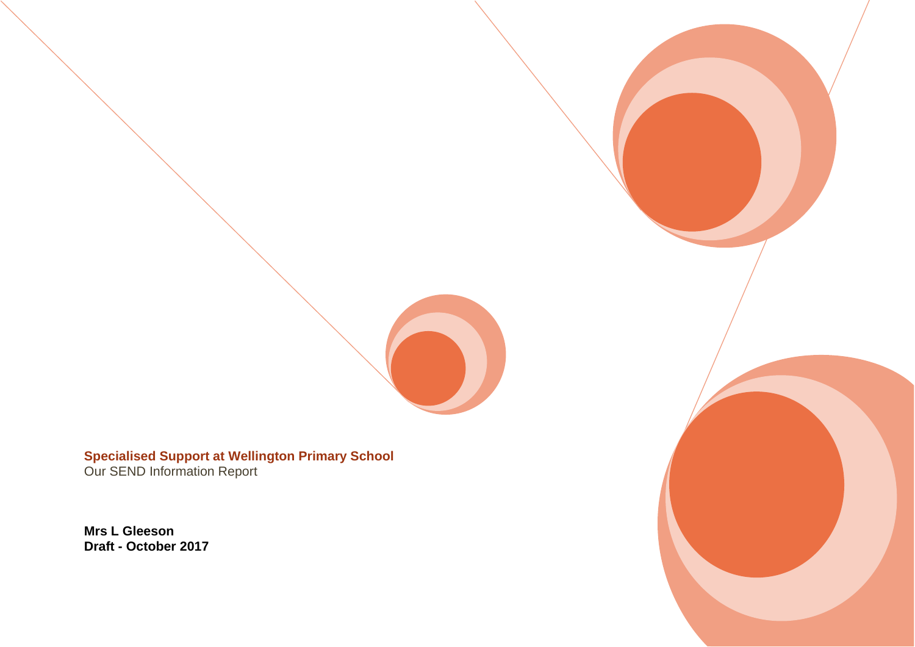# Specialised Support at Wellington Primary School

Our SEND Information Report

**Mrs L Gleeson**
**Draft - October 2017**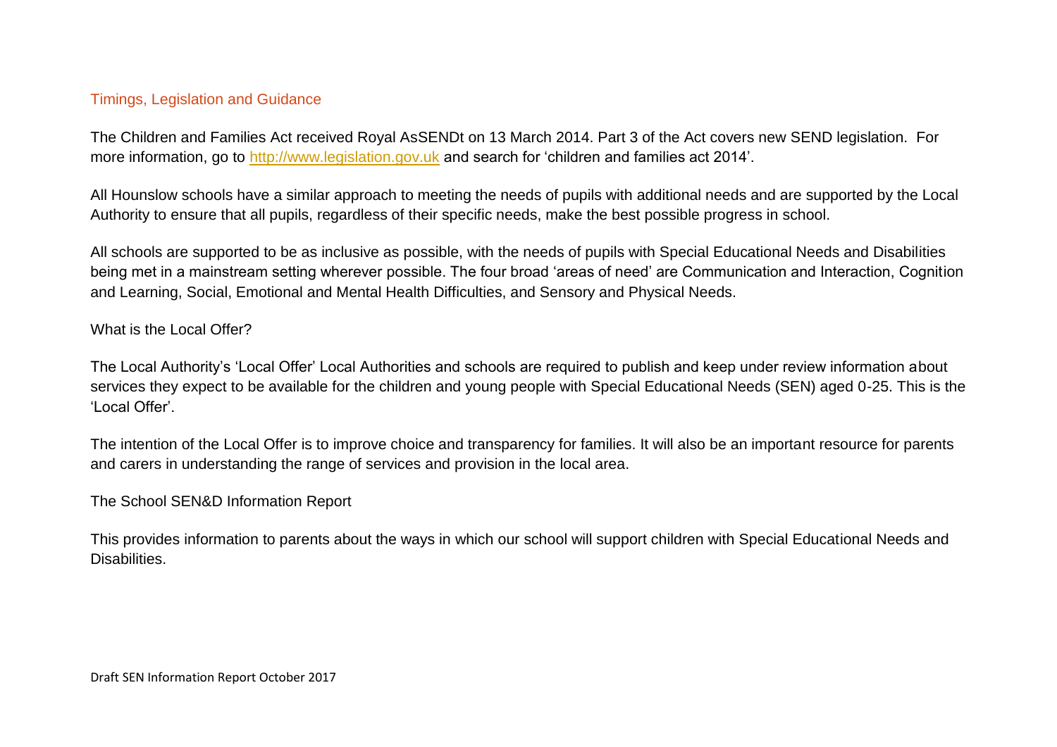## Timings, Legislation and Guidance

The Children and Families Act received Royal AsSENDt on 13 March 2014. Part 3 of the Act covers new SEND legislation. For more information, go to [http://www.legislation.gov.uk](http://www.legislation.gov.uk) and search for 'children and families act 2014'.

All Hounslow schools have a similar approach to meeting the needs of pupils with additional needs and are supported by the Local Authority to ensure that all pupils, regardless of their specific needs, make the best possible progress in school.

All schools are supported to be as inclusive as possible, with the needs of pupils with Special Educational Needs and Disabilities being met in a mainstream setting wherever possible. The four broad 'areas of need' are Communication and Interaction, Cognition and Learning, Social, Emotional and Mental Health Difficulties, and Sensory and Physical Needs.

What is the Local Offer?

The Local Authority's 'Local Offer' Local Authorities and schools are required to publish and keep under review information about services they expect to be available for the children and young people with Special Educational Needs (SEN) aged 0-25. This is the 'Local Offer'.

The intention of the Local Offer is to improve choice and transparency for families. It will also be an important resource for parents and carers in understanding the range of services and provision in the local area.

The School SEN&D Information Report

This provides information to parents about the ways in which our school will support children with Special Educational Needs and Disabilities.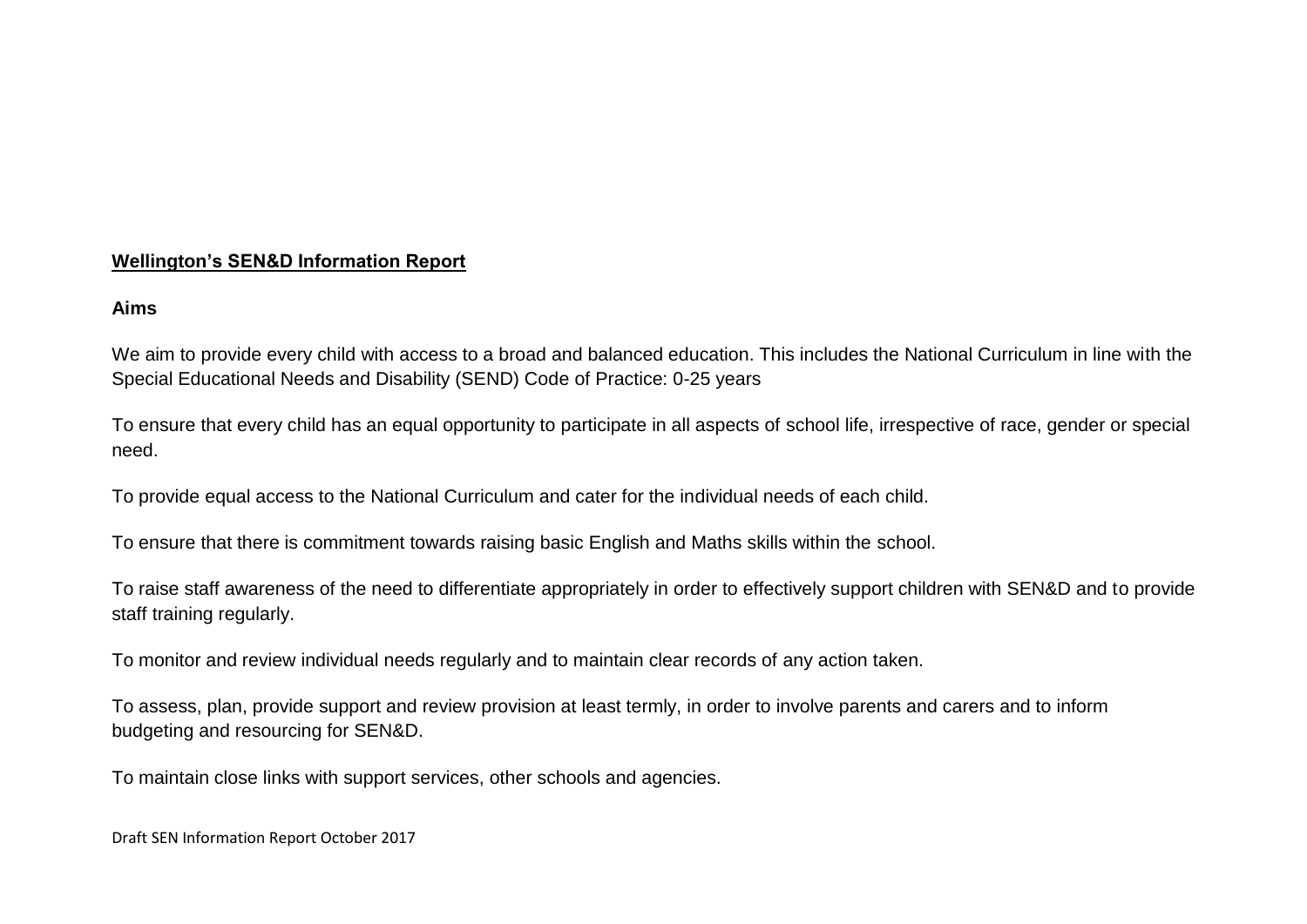## **Wellington's SEN&D Information Report**

### **Aims**

We aim to provide every child with access to a broad and balanced education. This includes the National Curriculum in line with the Special Educational Needs and Disability (SEND) Code of Practice: 0-25 years

To ensure that every child has an equal opportunity to participate in all aspects of school life, irrespective of race, gender or special need.

To provide equal access to the National Curriculum and cater for the individual needs of each child.

To ensure that there is commitment towards raising basic English and Maths skills within the school.

To raise staff awareness of the need to differentiate appropriately in order to effectively support children with SEN&D and to provide staff training regularly.

To monitor and review individual needs regularly and to maintain clear records of any action taken.

To assess, plan, provide support and review provision at least termly, in order to involve parents and carers and to inform budgeting and resourcing for SEN&D.

To maintain close links with support services, other schools and agencies.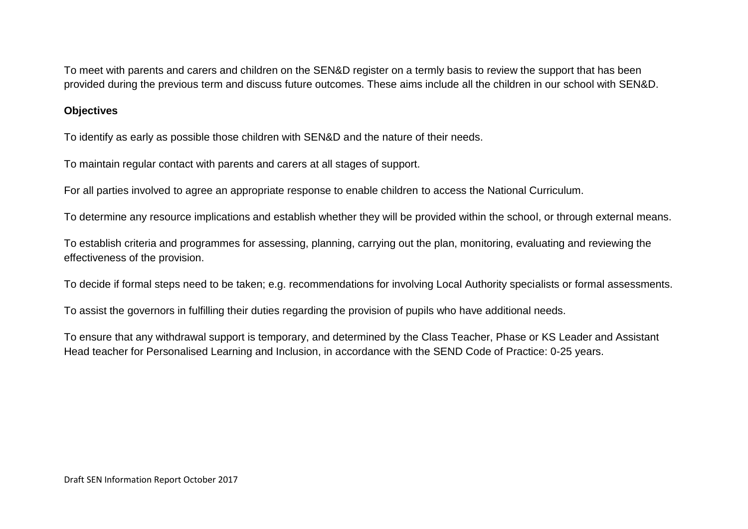To meet with parents and carers and children on the SEN&D register on a termly basis to review the support that has been provided during the previous term and discuss future outcomes. These aims include all the children in our school with SEN&D.

**Objectives**

To identify as early as possible those children with SEN&D and the nature of their needs.

To maintain regular contact with parents and carers at all stages of support.

For all parties involved to agree an appropriate response to enable children to access the National Curriculum.

To determine any resource implications and establish whether they will be provided within the school, or through external means.

To establish criteria and programmes for assessing, planning, carrying out the plan, monitoring, evaluating and reviewing the effectiveness of the provision.

To decide if formal steps need to be taken; e.g. recommendations for involving Local Authority specialists or formal assessments.

To assist the governors in fulfilling their duties regarding the provision of pupils who have additional needs.

To ensure that any withdrawal support is temporary, and determined by the Class Teacher, Phase or KS Leader and Assistant Head teacher for Personalised Learning and Inclusion, in accordance with the SEND Code of Practice: 0-25 years.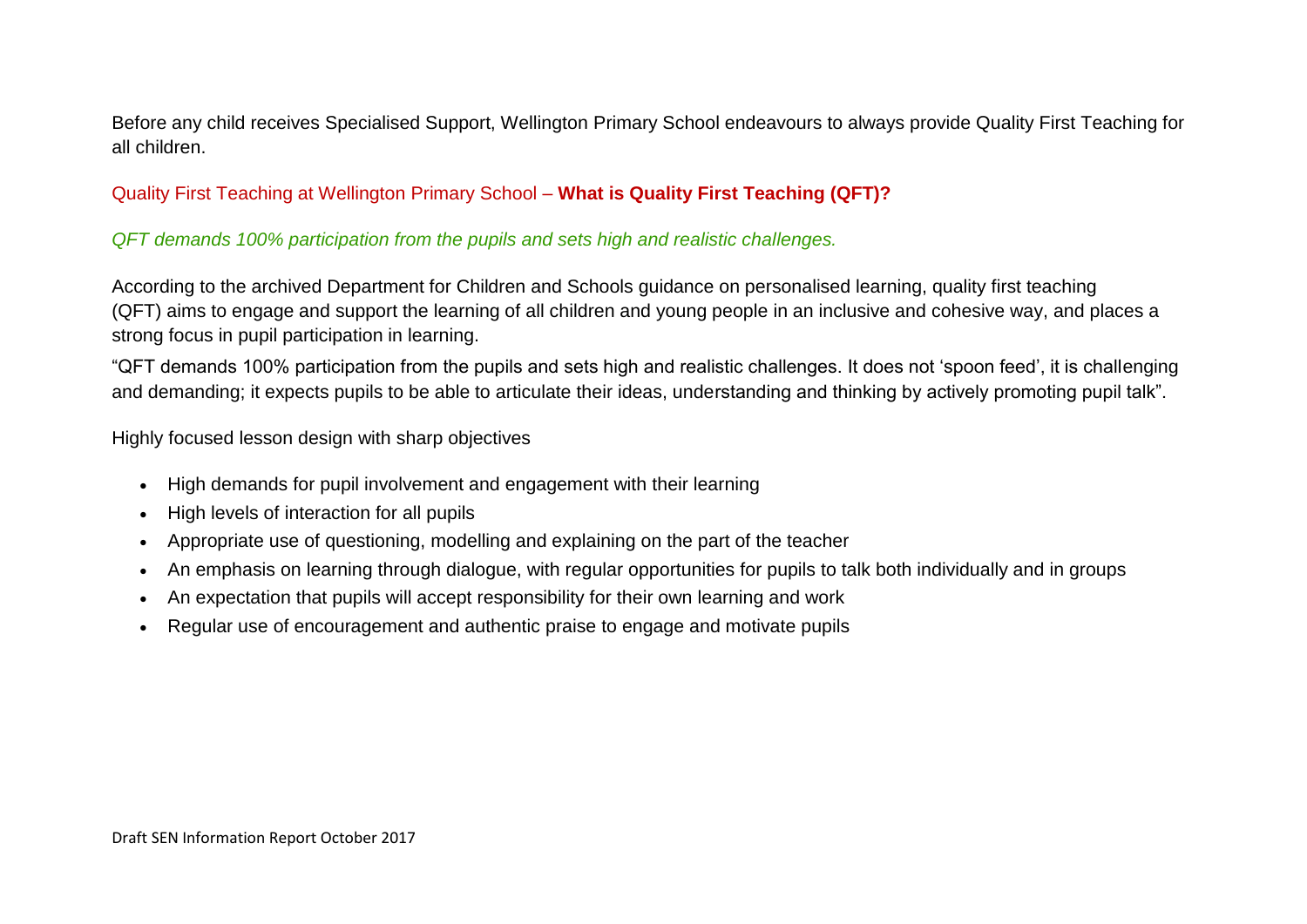Before any child receives Specialised Support, Wellington Primary School endeavours to always provide Quality First Teaching for all children.

## Quality First Teaching at Wellington Primary School – **What is Quality First Teaching (QFT)?**

*QFT demands 100% participation from the pupils and sets high and realistic challenges.*

According to the archived Department for Children and Schools guidance on personalised learning, quality first teaching (QFT) aims to engage and support the learning of all children and young people in an inclusive and cohesive way, and places a strong focus in pupil participation in learning.

"QFT demands 100% participation from the pupils and sets high and realistic challenges. It does not 'spoon feed', it is challenging and demanding; it expects pupils to be able to articulate their ideas, understanding and thinking by actively promoting pupil talk".

Highly focused lesson design with sharp objectives

- High demands for pupil involvement and engagement with their learning
- High levels of interaction for all pupils
- Appropriate use of questioning, modelling and explaining on the part of the teacher
- An emphasis on learning through dialogue, with regular opportunities for pupils to talk both individually and in groups
- An expectation that pupils will accept responsibility for their own learning and work
- Regular use of encouragement and authentic praise to engage and motivate pupils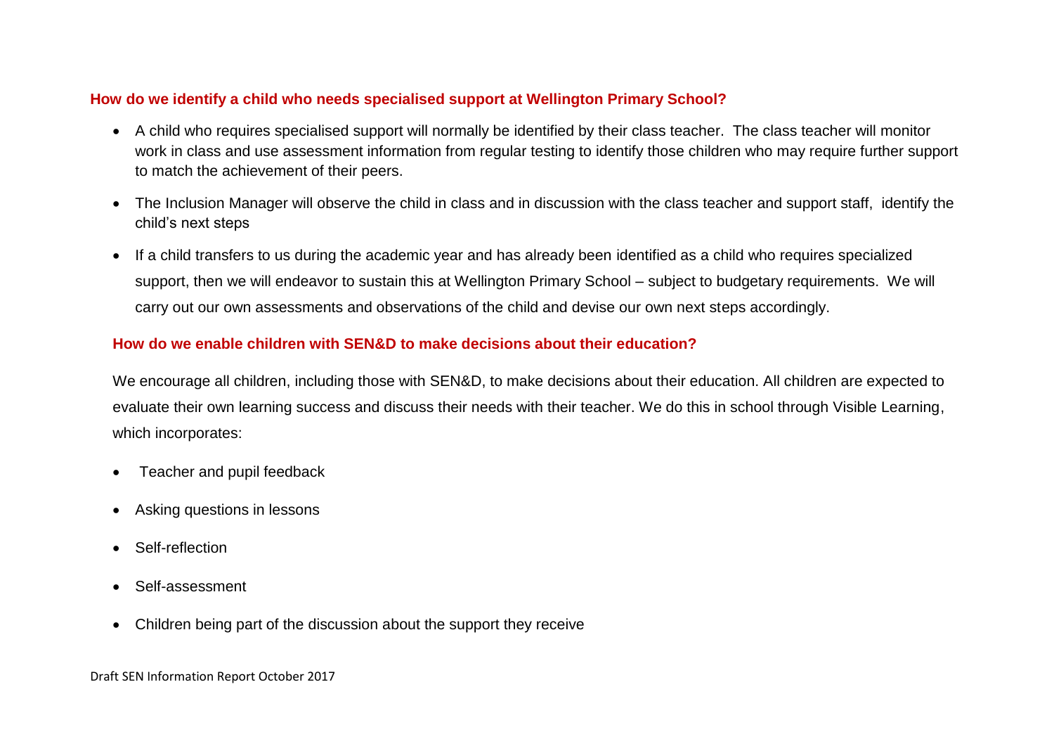### How do we identify a child who needs specialised support at Wellington Primary School?

- A child who requires specialised support will normally be identified by their class teacher. The class teacher will monitor work in class and use assessment information from regular testing to identify those children who may require further support to match the achievement of their peers.
- The Inclusion Manager will observe the child in class and in discussion with the class teacher and support staff, identify the child's next steps
- If a child transfers to us during the academic year and has already been identified as a child who requires specialized support, then we will endeavor to sustain this at Wellington Primary School – subject to budgetary requirements. We will carry out our own assessments and observations of the child and devise our own next steps accordingly.

### How do we enable children with SEN&D to make decisions about their education?

We encourage all children, including those with SEN&D, to make decisions about their education. All children are expected to evaluate their own learning success and discuss their needs with their teacher. We do this in school through Visible Learning, which incorporates:

- Teacher and pupil feedback
- Asking questions in lessons
- Self-reflection
- Self-assessment
- Children being part of the discussion about the support they receive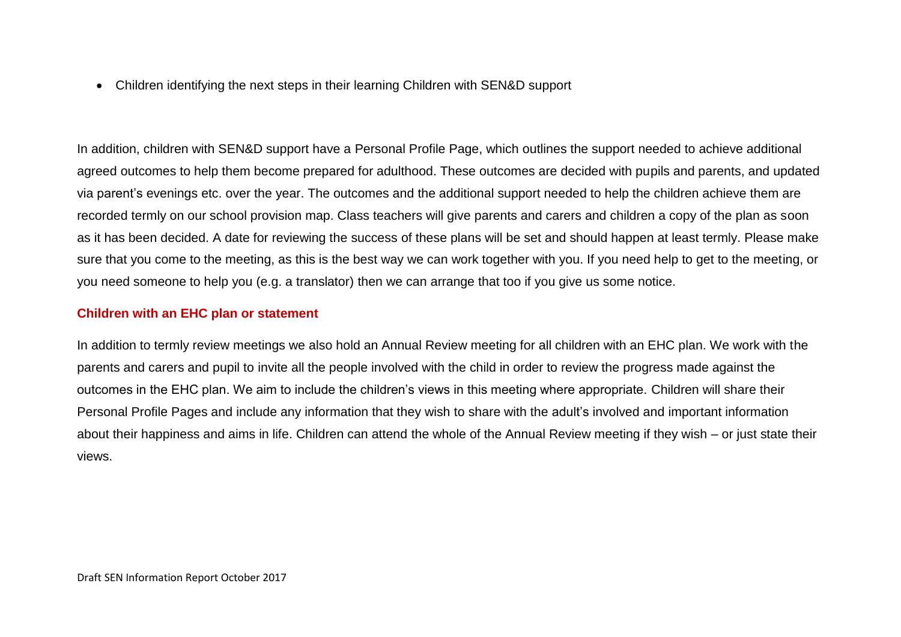- Children identifying the next steps in their learning Children with SEN&D support

In addition, children with SEN&D support have a Personal Profile Page, which outlines the support needed to achieve additional agreed outcomes to help them become prepared for adulthood. These outcomes are decided with pupils and parents, and updated via parent's evenings etc. over the year. The outcomes and the additional support needed to help the children achieve them are recorded termly on our school provision map. Class teachers will give parents and carers and children a copy of the plan as soon as it has been decided. A date for reviewing the success of these plans will be set and should happen at least termly. Please make sure that you come to the meeting, as this is the best way we can work together with you. If you need help to get to the meeting, or you need someone to help you (e.g. a translator) then we can arrange that too if you give us some notice.

### Children with an EHC plan or statement

In addition to termly review meetings we also hold an Annual Review meeting for all children with an EHC plan. We work with the parents and carers and pupil to invite all the people involved with the child in order to review the progress made against the outcomes in the EHC plan. We aim to include the children's views in this meeting where appropriate. Children will share their Personal Profile Pages and include any information that they wish to share with the adult's involved and important information about their happiness and aims in life. Children can attend the whole of the Annual Review meeting if they wish – or just state their views.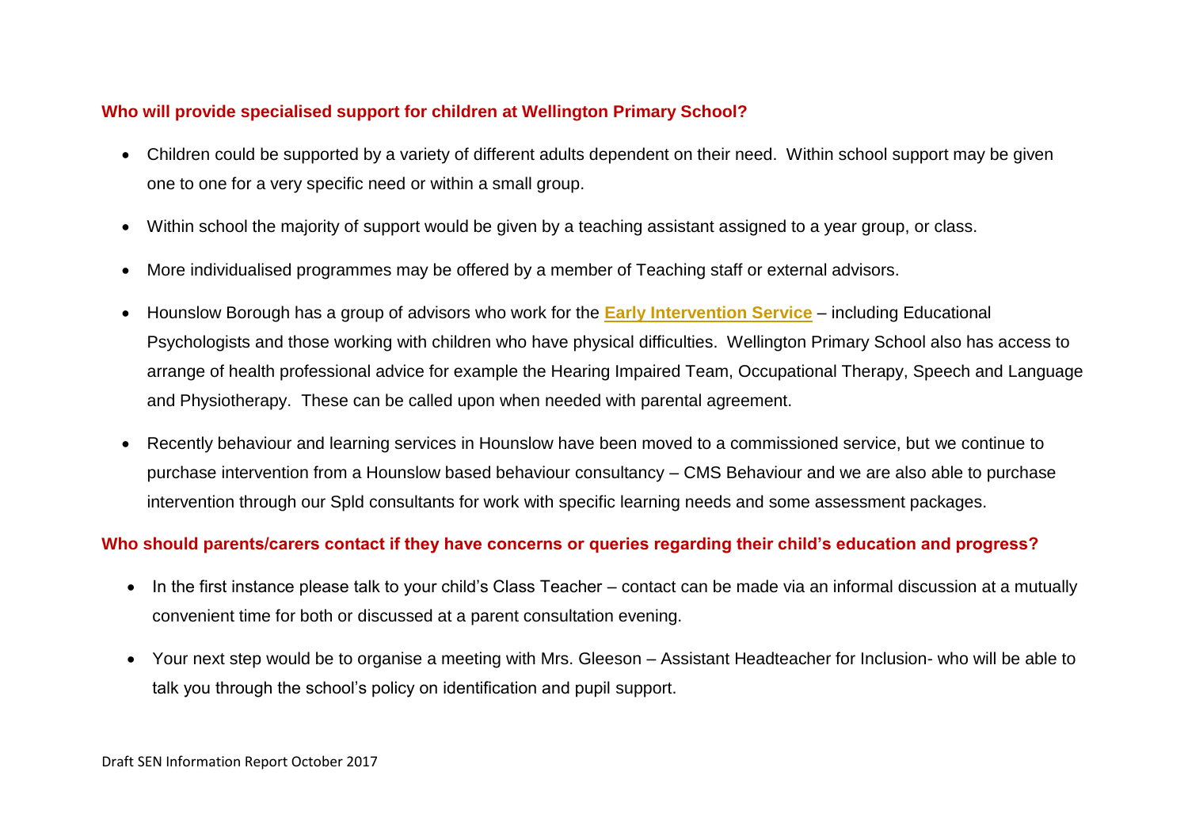### Who will provide specialised support for children at Wellington Primary School?

- Children could be supported by a variety of different adults dependent on their need. Within school support may be given one to one for a very specific need or within a small group.
- Within school the majority of support would be given by a teaching assistant assigned to a year group, or class.
- More individualised programmes may be offered by a member of Teaching staff or external advisors.
- Hounslow Borough has a group of advisors who work for the **Early Intervention Service** – including Educational Psychologists and those working with children who have physical difficulties. Wellington Primary School also has access to arrange of health professional advice for example the Hearing Impaired Team, Occupational Therapy, Speech and Language and Physiotherapy. These can be called upon when needed with parental agreement.
- Recently behaviour and learning services in Hounslow have been moved to a commissioned service, but we continue to purchase intervention from a Hounslow based behaviour consultancy – CMS Behaviour and we are also able to purchase intervention through our Spld consultants for work with specific learning needs and some assessment packages.

### Who should parents/carers contact if they have concerns or queries regarding their child's education and progress?

- In the first instance please talk to your child's Class Teacher – contact can be made via an informal discussion at a mutually convenient time for both or discussed at a parent consultation evening.
- Your next step would be to organise a meeting with Mrs. Gleeson – Assistant Headteacher for Inclusion- who will be able to talk you through the school's policy on identification and pupil support.

Draft SEN Information Report October 2017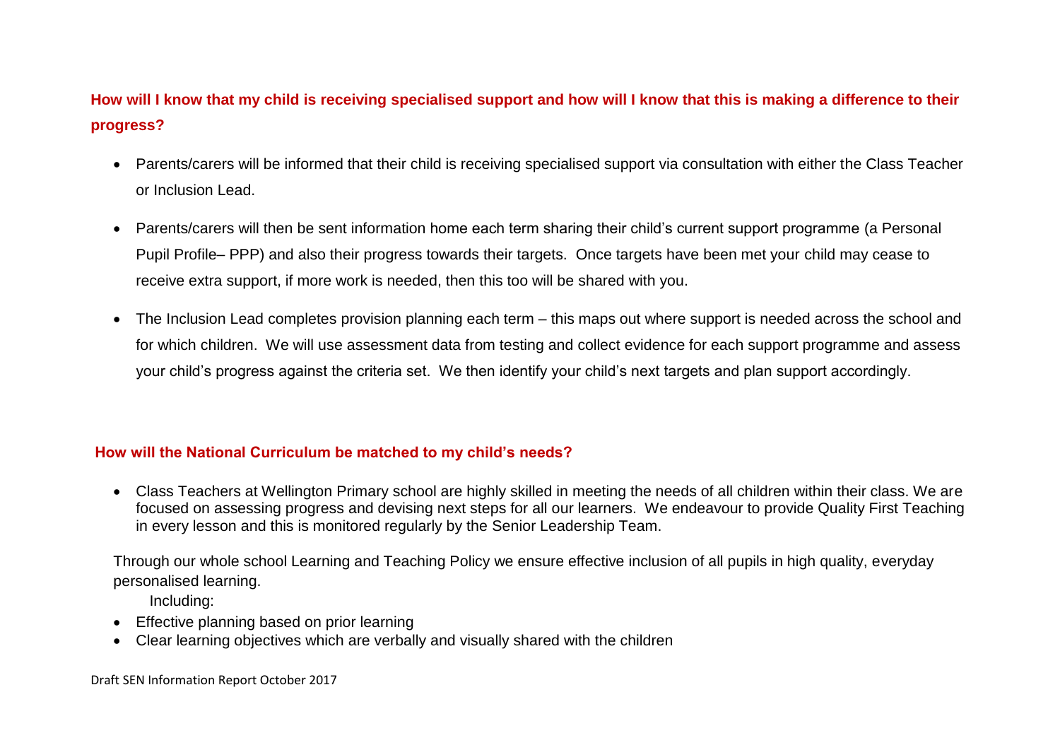## How will I know that my child is receiving specialised support and how will I know that this is making a difference to their progress?

- Parents/carers will be informed that their child is receiving specialised support via consultation with either the Class Teacher or Inclusion Lead.
- Parents/carers will then be sent information home each term sharing their child's current support programme (a Personal Pupil Profile– PPP) and also their progress towards their targets. Once targets have been met your child may cease to receive extra support, if more work is needed, then this too will be shared with you.
- The Inclusion Lead completes provision planning each term – this maps out where support is needed across the school and for which children. We will use assessment data from testing and collect evidence for each support programme and assess your child's progress against the criteria set. We then identify your child's next targets and plan support accordingly.

## How will the National Curriculum be matched to my child's needs?

- Class Teachers at Wellington Primary school are highly skilled in meeting the needs of all children within their class. We are focused on assessing progress and devising next steps for all our learners. We endeavour to provide Quality First Teaching in every lesson and this is monitored regularly by the Senior Leadership Team.

Through our whole school Learning and Teaching Policy we ensure effective inclusion of all pupils in high quality, everyday personalised learning.

Including:

- Effective planning based on prior learning
- Clear learning objectives which are verbally and visually shared with the children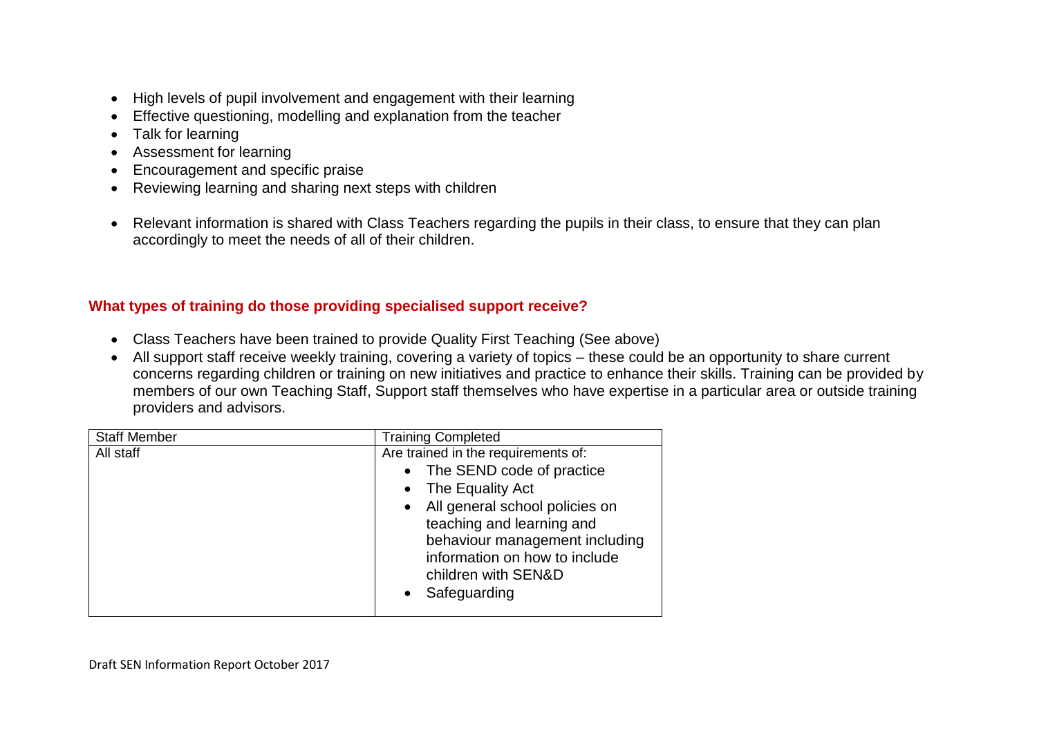- High levels of pupil involvement and engagement with their learning
- Effective questioning, modelling and explanation from the teacher
- Talk for learning
- Assessment for learning
- Encouragement and specific praise
- Reviewing learning and sharing next steps with children

- Relevant information is shared with Class Teachers regarding the pupils in their class, to ensure that they can plan accordingly to meet the needs of all of their children.

### What types of training do those providing specialised support receive?

- Class Teachers have been trained to provide Quality First Teaching (See above)
- All support staff receive weekly training, covering a variety of topics – these could be an opportunity to share current concerns regarding children or training on new initiatives and practice to enhance their skills. Training can be provided by members of our own Teaching Staff, Support staff themselves who have expertise in a particular area or outside training providers and advisors.

| Staff Member | Training Completed |
| --- | --- |
| All staff | Are trained in the requirements of:<br>• The SEND code of practice<br>• The Equality Act<br>• All general school policies on teaching and learning and behaviour management including information on how to include children with SEN&D<br>• Safeguarding |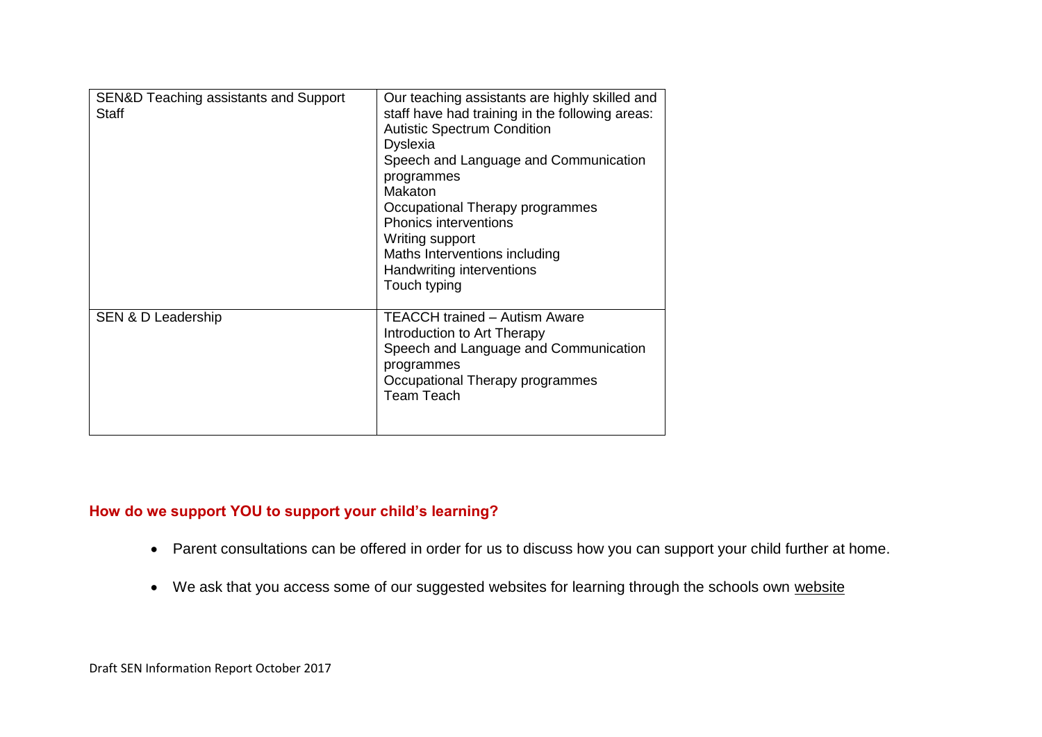| SEN&D Teaching assistants and Support Staff | Our teaching assistants are highly skilled and staff have had training in the following areas:<br>Autistic Spectrum Condition<br>Dyslexia<br>Speech and Language and Communication programmes<br>Makaton<br>Occupational Therapy programmes<br>Phonics interventions<br>Writing support<br>Maths Interventions including<br>Handwriting interventions<br>Touch typing |
|---|---|
| SEN & D Leadership | TEACCH trained – Autism Aware<br>Introduction to Art Therapy<br>Speech and Language and Communication programmes<br>Occupational Therapy programmes<br>Team Teach |

## How do we support YOU to support your child's learning?

- Parent consultations can be offered in order for us to discuss how you can support your child further at home.
- We ask that you access some of our suggested websites for learning through the schools own website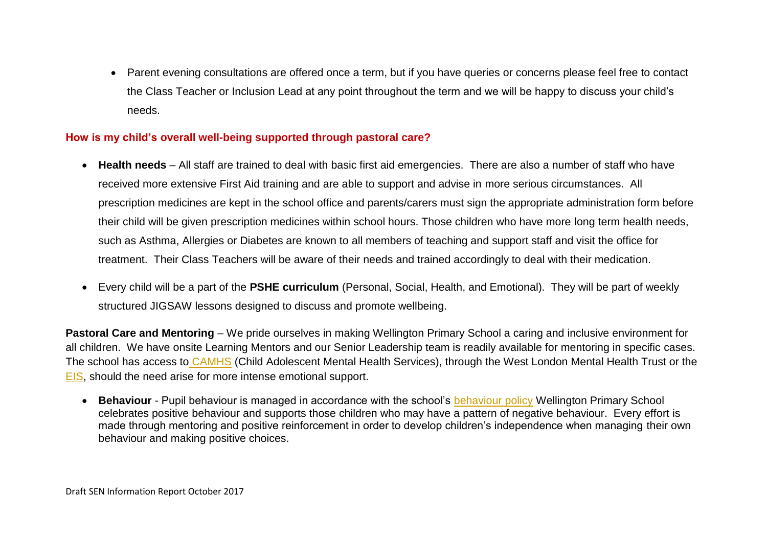- Parent evening consultations are offered once a term, but if you have queries or concerns please feel free to contact the Class Teacher or Inclusion Lead at any point throughout the term and we will be happy to discuss your child's needs.

## How is my child's overall well-being supported through pastoral care?

- **Health needs** – All staff are trained to deal with basic first aid emergencies. There are also a number of staff who have received more extensive First Aid training and are able to support and advise in more serious circumstances. All prescription medicines are kept in the school office and parents/carers must sign the appropriate administration form before their child will be given prescription medicines within school hours. Those children who have more long term health needs, such as Asthma, Allergies or Diabetes are known to all members of teaching and support staff and visit the office for treatment. Their Class Teachers will be aware of their needs and trained accordingly to deal with their medication.

- Every child will be a part of the **PSHE curriculum** (Personal, Social, Health, and Emotional). They will be part of weekly structured JIGSAW lessons designed to discuss and promote wellbeing.

**Pastoral Care and Mentoring** – We pride ourselves in making Wellington Primary School a caring and inclusive environment for all children. We have onsite Learning Mentors and our Senior Leadership team is readily available for mentoring in specific cases. The school has access to CAMHS (Child Adolescent Mental Health Services), through the West London Mental Health Trust or the EIS, should the need arise for more intense emotional support.

- **Behaviour** - Pupil behaviour is managed in accordance with the school's behaviour policy Wellington Primary School celebrates positive behaviour and supports those children who may have a pattern of negative behaviour. Every effort is made through mentoring and positive reinforcement in order to develop children's independence when managing their own behaviour and making positive choices.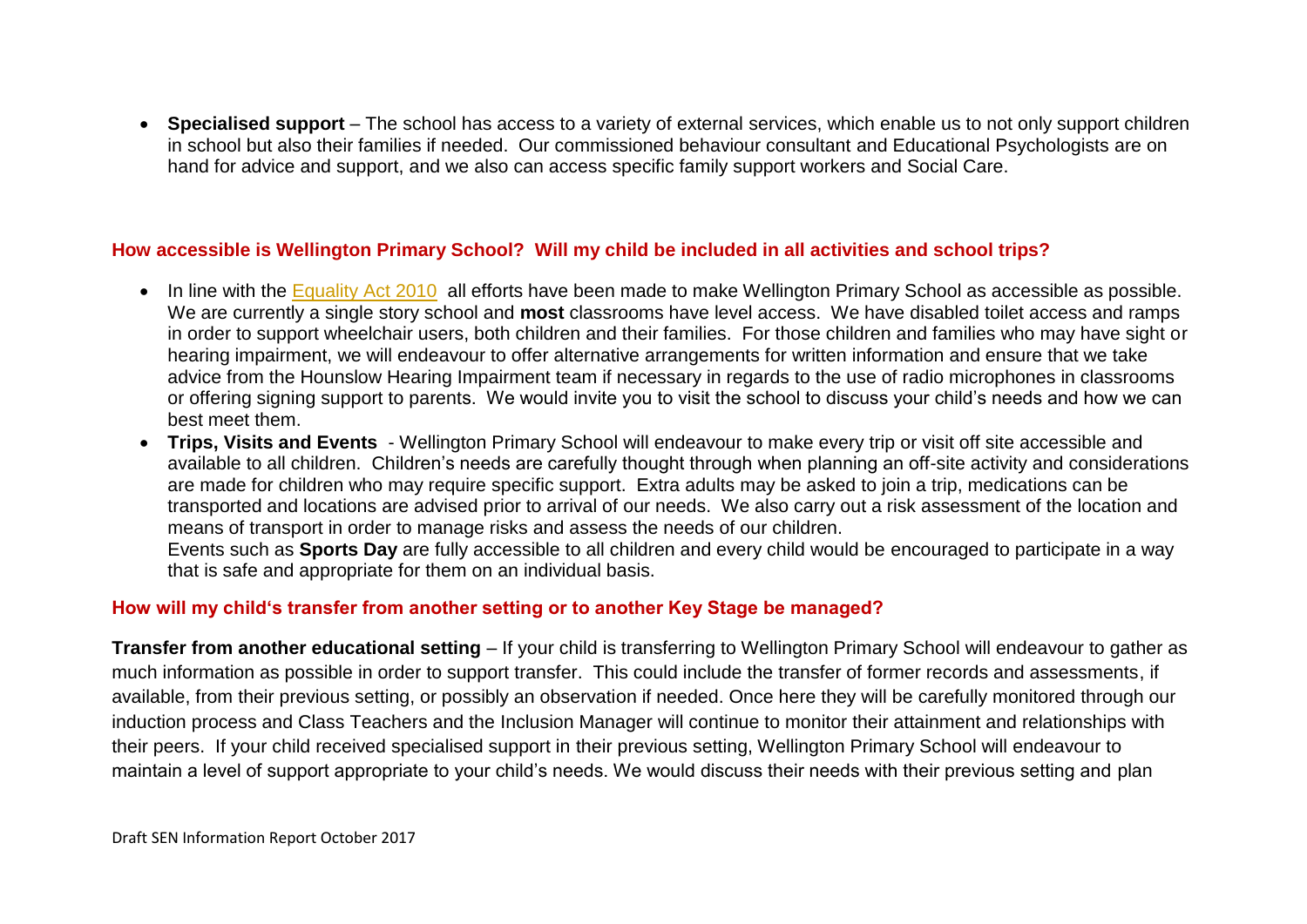- **Specialised support** – The school has access to a variety of external services, which enable us to not only support children in school but also their families if needed. Our commissioned behaviour consultant and Educational Psychologists are on hand for advice and support, and we also can access specific family support workers and Social Care.

### How accessible is Wellington Primary School? Will my child be included in all activities and school trips?

- In line with the [Equality Act 2010](Equality Act 2010) all efforts have been made to make Wellington Primary School as accessible as possible. We are currently a single story school and **most** classrooms have level access. We have disabled toilet access and ramps in order to support wheelchair users, both children and their families. For those children and families who may have sight or hearing impairment, we will endeavour to offer alternative arrangements for written information and ensure that we take advice from the Hounslow Hearing Impairment team if necessary in regards to the use of radio microphones in classrooms or offering signing support to parents. We would invite you to visit the school to discuss your child's needs and how we can best meet them.
- **Trips, Visits and Events** - Wellington Primary School will endeavour to make every trip or visit off site accessible and available to all children. Children's needs are carefully thought through when planning an off-site activity and considerations are made for children who may require specific support. Extra adults may be asked to join a trip, medications can be transported and locations are advised prior to arrival of our needs. We also carry out a risk assessment of the location and means of transport in order to manage risks and assess the needs of our children.
  Events such as **Sports Day** are fully accessible to all children and every child would be encouraged to participate in a way that is safe and appropriate for them on an individual basis.

### How will my child's transfer from another setting or to another Key Stage be managed?

**Transfer from another educational setting** – If your child is transferring to Wellington Primary School will endeavour to gather as much information as possible in order to support transfer. This could include the transfer of former records and assessments, if available, from their previous setting, or possibly an observation if needed. Once here they will be carefully monitored through our induction process and Class Teachers and the Inclusion Manager will continue to monitor their attainment and relationships with their peers. If your child received specialised support in their previous setting, Wellington Primary School will endeavour to maintain a level of support appropriate to your child's needs. We would discuss their needs with their previous setting and plan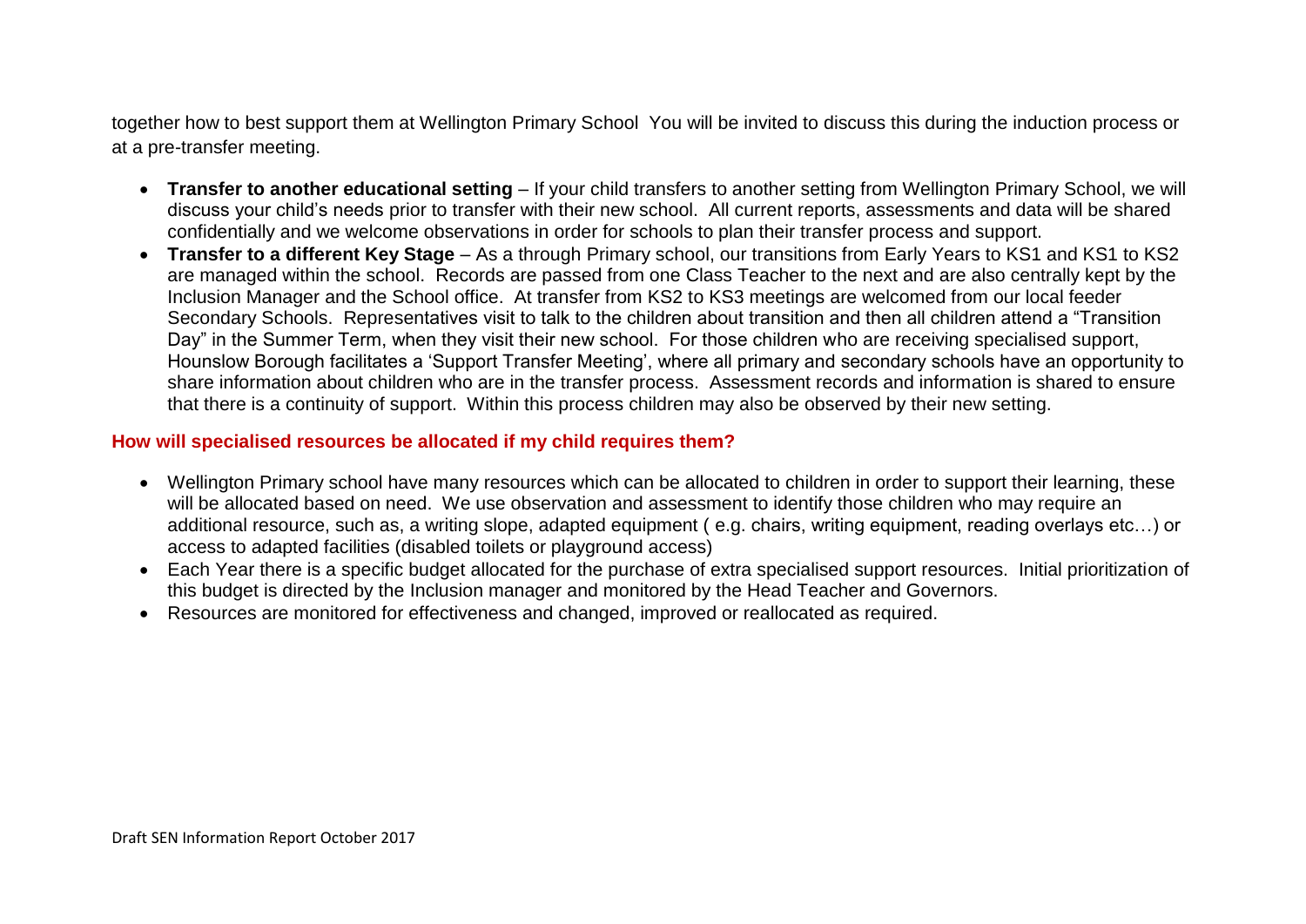together how to best support them at Wellington Primary School You will be invited to discuss this during the induction process or at a pre-transfer meeting.

- **Transfer to another educational setting** – If your child transfers to another setting from Wellington Primary School, we will discuss your child's needs prior to transfer with their new school. All current reports, assessments and data will be shared confidentially and we welcome observations in order for schools to plan their transfer process and support.
- **Transfer to a different Key Stage** – As a through Primary school, our transitions from Early Years to KS1 and KS1 to KS2 are managed within the school. Records are passed from one Class Teacher to the next and are also centrally kept by the Inclusion Manager and the School office. At transfer from KS2 to KS3 meetings are welcomed from our local feeder Secondary Schools. Representatives visit to talk to the children about transition and then all children attend a "Transition Day" in the Summer Term, when they visit their new school. For those children who are receiving specialised support, Hounslow Borough facilitates a 'Support Transfer Meeting', where all primary and secondary schools have an opportunity to share information about children who are in the transfer process. Assessment records and information is shared to ensure that there is a continuity of support. Within this process children may also be observed by their new setting.

### How will specialised resources be allocated if my child requires them?

- Wellington Primary school have many resources which can be allocated to children in order to support their learning, these will be allocated based on need. We use observation and assessment to identify those children who may require an additional resource, such as, a writing slope, adapted equipment ( e.g. chairs, writing equipment, reading overlays etc…) or access to adapted facilities (disabled toilets or playground access)
- Each Year there is a specific budget allocated for the purchase of extra specialised support resources. Initial prioritization of this budget is directed by the Inclusion manager and monitored by the Head Teacher and Governors.
- Resources are monitored for effectiveness and changed, improved or reallocated as required.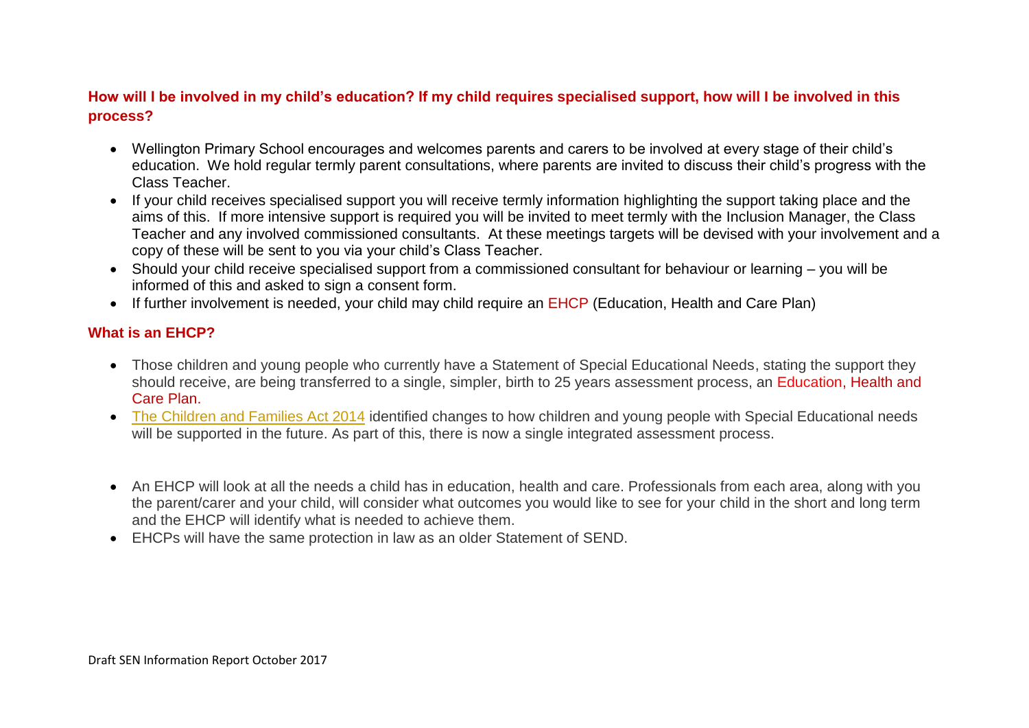## How will I be involved in my child's education? If my child requires specialised support, how will I be involved in this process?

- Wellington Primary School encourages and welcomes parents and carers to be involved at every stage of their child's education. We hold regular termly parent consultations, where parents are invited to discuss their child's progress with the Class Teacher.
- If your child receives specialised support you will receive termly information highlighting the support taking place and the aims of this. If more intensive support is required you will be invited to meet termly with the Inclusion Manager, the Class Teacher and any involved commissioned consultants. At these meetings targets will be devised with your involvement and a copy of these will be sent to you via your child's Class Teacher.
- Should your child receive specialised support from a commissioned consultant for behaviour or learning – you will be informed of this and asked to sign a consent form.
- If further involvement is needed, your child may child require an EHCP (Education, Health and Care Plan)

## What is an EHCP?

- Those children and young people who currently have a Statement of Special Educational Needs, stating the support they should receive, are being transferred to a single, simpler, birth to 25 years assessment process, an Education, Health and Care Plan.
- The Children and Families Act 2014 identified changes to how children and young people with Special Educational needs will be supported in the future. As part of this, there is now a single integrated assessment process.
- An EHCP will look at all the needs a child has in education, health and care. Professionals from each area, along with you the parent/carer and your child, will consider what outcomes you would like to see for your child in the short and long term and the EHCP will identify what is needed to achieve them.
- EHCPs will have the same protection in law as an older Statement of SEND.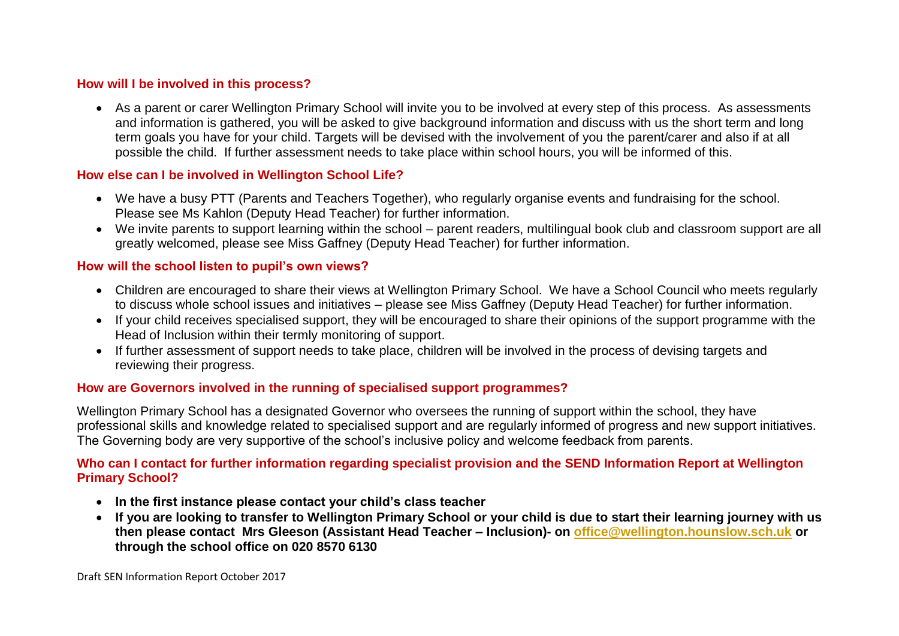### How will I be involved in this process?

- As a parent or carer Wellington Primary School will invite you to be involved at every step of this process. As assessments and information is gathered, you will be asked to give background information and discuss with us the short term and long term goals you have for your child. Targets will be devised with the involvement of you the parent/carer and also if at all possible the child. If further assessment needs to take place within school hours, you will be informed of this.

### How else can I be involved in Wellington School Life?

- We have a busy PTT (Parents and Teachers Together), who regularly organise events and fundraising for the school. Please see Ms Kahlon (Deputy Head Teacher) for further information.
- We invite parents to support learning within the school – parent readers, multilingual book club and classroom support are all greatly welcomed, please see Miss Gaffney (Deputy Head Teacher) for further information.

### How will the school listen to pupil's own views?

- Children are encouraged to share their views at Wellington Primary School. We have a School Council who meets regularly to discuss whole school issues and initiatives – please see Miss Gaffney (Deputy Head Teacher) for further information.
- If your child receives specialised support, they will be encouraged to share their opinions of the support programme with the Head of Inclusion within their termly monitoring of support.
- If further assessment of support needs to take place, children will be involved in the process of devising targets and reviewing their progress.

### How are Governors involved in the running of specialised support programmes?

Wellington Primary School has a designated Governor who oversees the running of support within the school, they have professional skills and knowledge related to specialised support and are regularly informed of progress and new support initiatives. The Governing body are very supportive of the school's inclusive policy and welcome feedback from parents.

### Who can I contact for further information regarding specialist provision and the SEND Information Report at Wellington Primary School?

- **In the first instance please contact your child's class teacher**
- **If you are looking to transfer to Wellington Primary School or your child is due to start their learning journey with us then please contact Mrs Gleeson (Assistant Head Teacher – Inclusion)- on office@wellington.hounslow.sch.uk or through the school office on 020 8570 6130**

Draft SEN Information Report October 2017